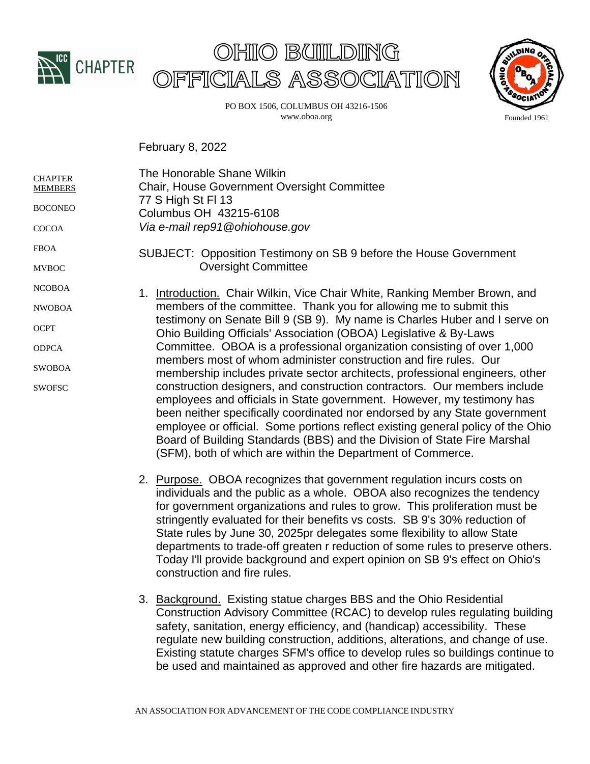# OHIO BUILDING OFFICIALS ASSOCIATION

PO BOX 1506, COLUMBUS OH 43216-1506
www.oboa.org

Founded 1961

CHAPTER MEMBERS

BOCONEO

COCOA

FBOA

MVBOC

NCOBOA

NWOBOA

OCPT

ODPCA

SWOBOA

SWOFSC

February 8, 2022

The Honorable Shane Wilkin
Chair, House Government Oversight Committee
77 S High St Fl 13
Columbus OH 43215-6108
*Via e-mail rep91@ohiohouse.gov*

SUBJECT: Opposition Testimony on SB 9 before the House Government Oversight Committee

1. Introduction. Chair Wilkin, Vice Chair White, Ranking Member Brown, and members of the committee. Thank you for allowing me to submit this testimony on Senate Bill 9 (SB 9). My name is Charles Huber and I serve on Ohio Building Officials' Association (OBOA) Legislative & By-Laws Committee. OBOA is a professional organization consisting of over 1,000 members most of whom administer construction and fire rules. Our membership includes private sector architects, professional engineers, other construction designers, and construction contractors. Our members include employees and officials in State government. However, my testimony has been neither specifically coordinated nor endorsed by any State government employee or official. Some portions reflect existing general policy of the Ohio Board of Building Standards (BBS) and the Division of State Fire Marshal (SFM), both of which are within the Department of Commerce.

2. Purpose. OBOA recognizes that government regulation incurs costs on individuals and the public as a whole. OBOA also recognizes the tendency for government organizations and rules to grow. This proliferation must be stringently evaluated for their benefits vs costs. SB 9's 30% reduction of State rules by June 30, 2025pr delegates some flexibility to allow State departments to trade-off greaten r reduction of some rules to preserve others. Today I'll provide background and expert opinion on SB 9's effect on Ohio's construction and fire rules.

3. Background. Existing statue charges BBS and the Ohio Residential Construction Advisory Committee (RCAC) to develop rules regulating building safety, sanitation, energy efficiency, and (handicap) accessibility. These regulate new building construction, additions, alterations, and change of use. Existing statute charges SFM's office to develop rules so buildings continue to be used and maintained as approved and other fire hazards are mitigated.

AN ASSOCIATION FOR ADVANCEMENT OF THE CODE COMPLIANCE INDUSTRY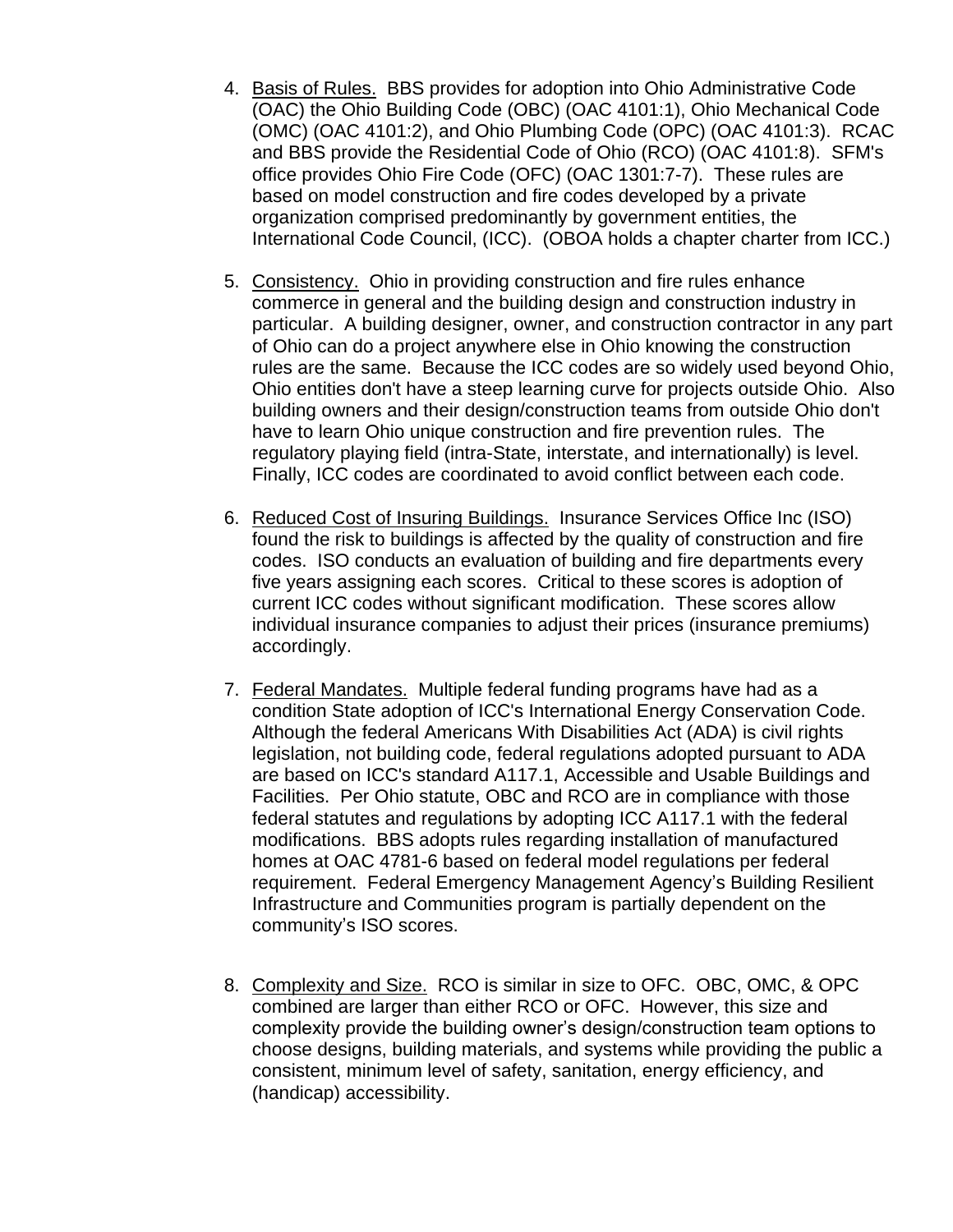4. <u>Basis of Rules.</u> BBS provides for adoption into Ohio Administrative Code (OAC) the Ohio Building Code (OBC) (OAC 4101:1), Ohio Mechanical Code (OMC) (OAC 4101:2), and Ohio Plumbing Code (OPC) (OAC 4101:3). RCAC and BBS provide the Residential Code of Ohio (RCO) (OAC 4101:8). SFM's office provides Ohio Fire Code (OFC) (OAC 1301:7-7). These rules are based on model construction and fire codes developed by a private organization comprised predominantly by government entities, the International Code Council, (ICC). (OBOA holds a chapter charter from ICC.)

5. <u>Consistency.</u> Ohio in providing construction and fire rules enhance commerce in general and the building design and construction industry in particular. A building designer, owner, and construction contractor in any part of Ohio can do a project anywhere else in Ohio knowing the construction rules are the same. Because the ICC codes are so widely used beyond Ohio, Ohio entities don't have a steep learning curve for projects outside Ohio. Also building owners and their design/construction teams from outside Ohio don't have to learn Ohio unique construction and fire prevention rules. The regulatory playing field (intra-State, interstate, and internationally) is level. Finally, ICC codes are coordinated to avoid conflict between each code.

6. <u>Reduced Cost of Insuring Buildings.</u> Insurance Services Office Inc (ISO) found the risk to buildings is affected by the quality of construction and fire codes. ISO conducts an evaluation of building and fire departments every five years assigning each scores. Critical to these scores is adoption of current ICC codes without significant modification. These scores allow individual insurance companies to adjust their prices (insurance premiums) accordingly.

7. <u>Federal Mandates.</u> Multiple federal funding programs have had as a condition State adoption of ICC's International Energy Conservation Code. Although the federal Americans With Disabilities Act (ADA) is civil rights legislation, not building code, federal regulations adopted pursuant to ADA are based on ICC's standard A117.1, Accessible and Usable Buildings and Facilities. Per Ohio statute, OBC and RCO are in compliance with those federal statutes and regulations by adopting ICC A117.1 with the federal modifications. BBS adopts rules regarding installation of manufactured homes at OAC 4781-6 based on federal model regulations per federal requirement. Federal Emergency Management Agency's Building Resilient Infrastructure and Communities program is partially dependent on the community's ISO scores.

8. <u>Complexity and Size.</u> RCO is similar in size to OFC. OBC, OMC, & OPC combined are larger than either RCO or OFC. However, this size and complexity provide the building owner's design/construction team options to choose designs, building materials, and systems while providing the public a consistent, minimum level of safety, sanitation, energy efficiency, and (handicap) accessibility.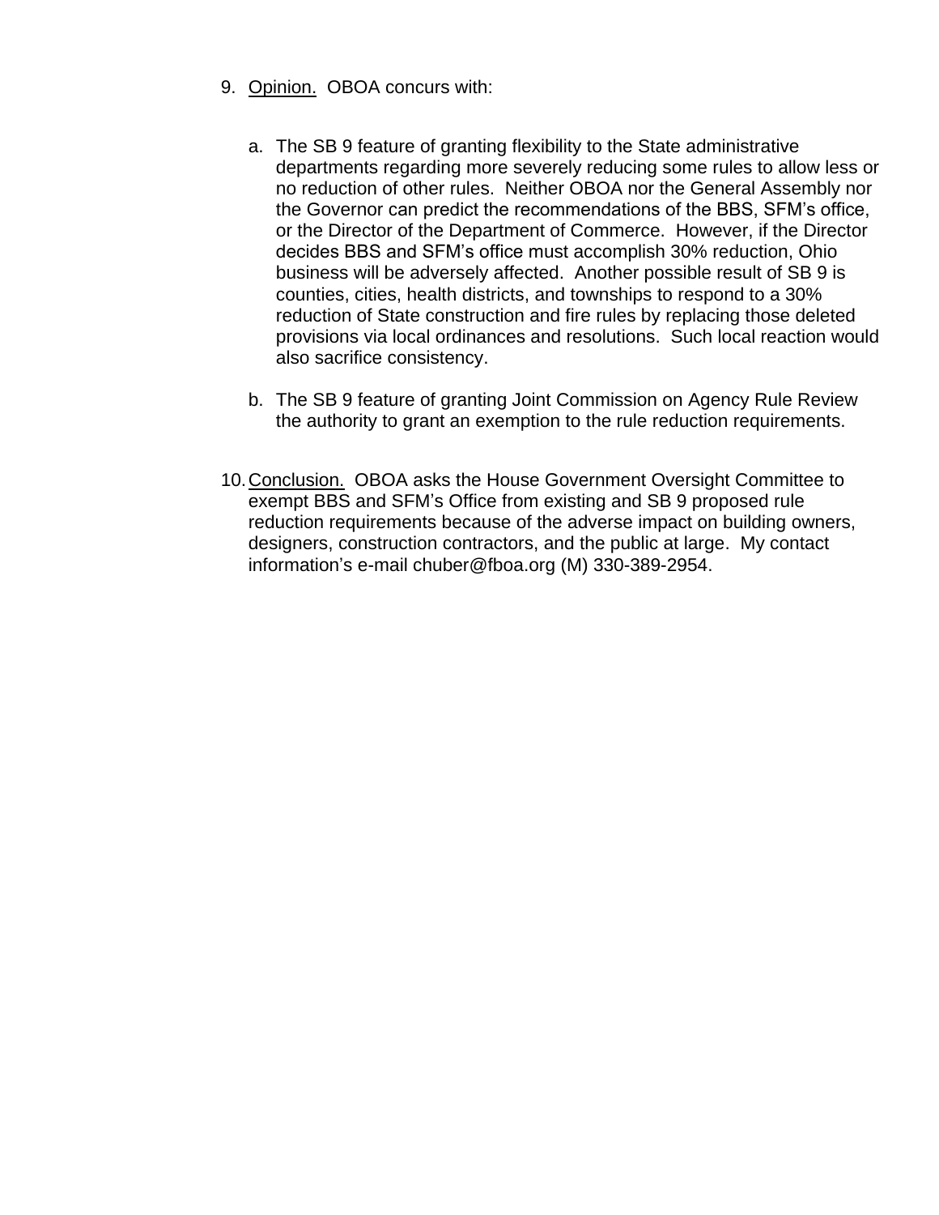9. <u>Opinion.</u> OBOA concurs with:

   a. The SB 9 feature of granting flexibility to the State administrative departments regarding more severely reducing some rules to allow less or no reduction of other rules. Neither OBOA nor the General Assembly nor the Governor can predict the recommendations of the BBS, SFM's office, or the Director of the Department of Commerce. However, if the Director decides BBS and SFM's office must accomplish 30% reduction, Ohio business will be adversely affected. Another possible result of SB 9 is counties, cities, health districts, and townships to respond to a 30% reduction of State construction and fire rules by replacing those deleted provisions via local ordinances and resolutions. Such local reaction would also sacrifice consistency.

   b. The SB 9 feature of granting Joint Commission on Agency Rule Review the authority to grant an exemption to the rule reduction requirements.

10. <u>Conclusion.</u> OBOA asks the House Government Oversight Committee to exempt BBS and SFM's Office from existing and SB 9 proposed rule reduction requirements because of the adverse impact on building owners, designers, construction contractors, and the public at large. My contact information's e-mail chuber@fboa.org (M) 330-389-2954.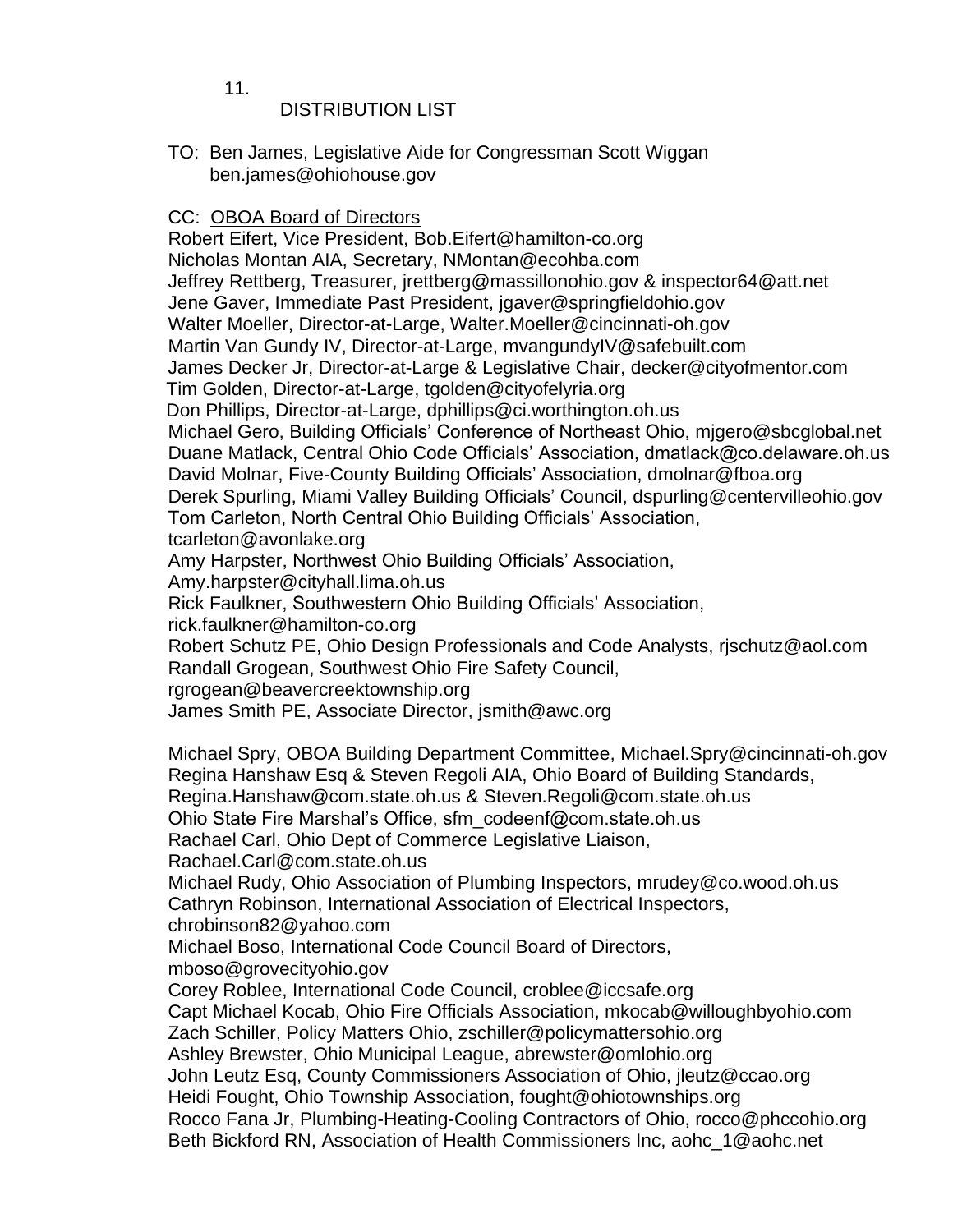11.

DISTRIBUTION LIST

TO: Ben James, Legislative Aide for Congressman Scott Wiggan
ben.james@ohiohouse.gov

CC: OBOA Board of Directors
Robert Eifert, Vice President, Bob.Eifert@hamilton-co.org
Nicholas Montan AIA, Secretary, NMontan@ecohba.com
Jeffrey Rettberg, Treasurer, jrettberg@massillonohio.gov & inspector64@att.net
Jene Gaver, Immediate Past President, jgaver@springfieldohio.gov
Walter Moeller, Director-at-Large, Walter.Moeller@cincinnati-oh.gov
Martin Van Gundy IV, Director-at-Large, mvangundyIV@safebuilt.com
James Decker Jr, Director-at-Large & Legislative Chair, decker@cityofmentor.com
Tim Golden, Director-at-Large, tgolden@cityofelyria.org
Don Phillips, Director-at-Large, dphillips@ci.worthington.oh.us
Michael Gero, Building Officials' Conference of Northeast Ohio, mjgero@sbcglobal.net
Duane Matlack, Central Ohio Code Officials' Association, dmatlack@co.delaware.oh.us
David Molnar, Five-County Building Officials' Association, dmolnar@fboa.org
Derek Spurling, Miami Valley Building Officials' Council, dspurling@centervilleohio.gov
Tom Carleton, North Central Ohio Building Officials' Association,
tcarleton@avonlake.org
Amy Harpster, Northwest Ohio Building Officials' Association,
Amy.harpster@cityhall.lima.oh.us
Rick Faulkner, Southwestern Ohio Building Officials' Association,
rick.faulkner@hamilton-co.org
Robert Schutz PE, Ohio Design Professionals and Code Analysts, rjschutz@aol.com
Randall Grogean, Southwest Ohio Fire Safety Council,
rgrogean@beavercreektownship.org
James Smith PE, Associate Director, jsmith@awc.org

Michael Spry, OBOA Building Department Committee, Michael.Spry@cincinnati-oh.gov
Regina Hanshaw Esq & Steven Regoli AIA, Ohio Board of Building Standards,
Regina.Hanshaw@com.state.oh.us & Steven.Regoli@com.state.oh.us
Ohio State Fire Marshal's Office, sfm_codeenf@com.state.oh.us
Rachael Carl, Ohio Dept of Commerce Legislative Liaison,
Rachael.Carl@com.state.oh.us
Michael Rudy, Ohio Association of Plumbing Inspectors, mrudey@co.wood.oh.us
Cathryn Robinson, International Association of Electrical Inspectors,
chrobinson82@yahoo.com
Michael Boso, International Code Council Board of Directors,
mboso@grovecityohio.gov
Corey Roblee, International Code Council, croblee@iccsafe.org
Capt Michael Kocab, Ohio Fire Officials Association, mkocab@willoughbyohio.com
Zach Schiller, Policy Matters Ohio, zschiller@policymattersohio.org
Ashley Brewster, Ohio Municipal League, abrewster@omlohio.org
John Leutz Esq, County Commissioners Association of Ohio, jleutz@ccao.org
Heidi Fought, Ohio Township Association, fought@ohiotownships.org
Rocco Fana Jr, Plumbing-Heating-Cooling Contractors of Ohio, rocco@phccohio.org
Beth Bickford RN, Association of Health Commissioners Inc, aohc_1@aohc.net